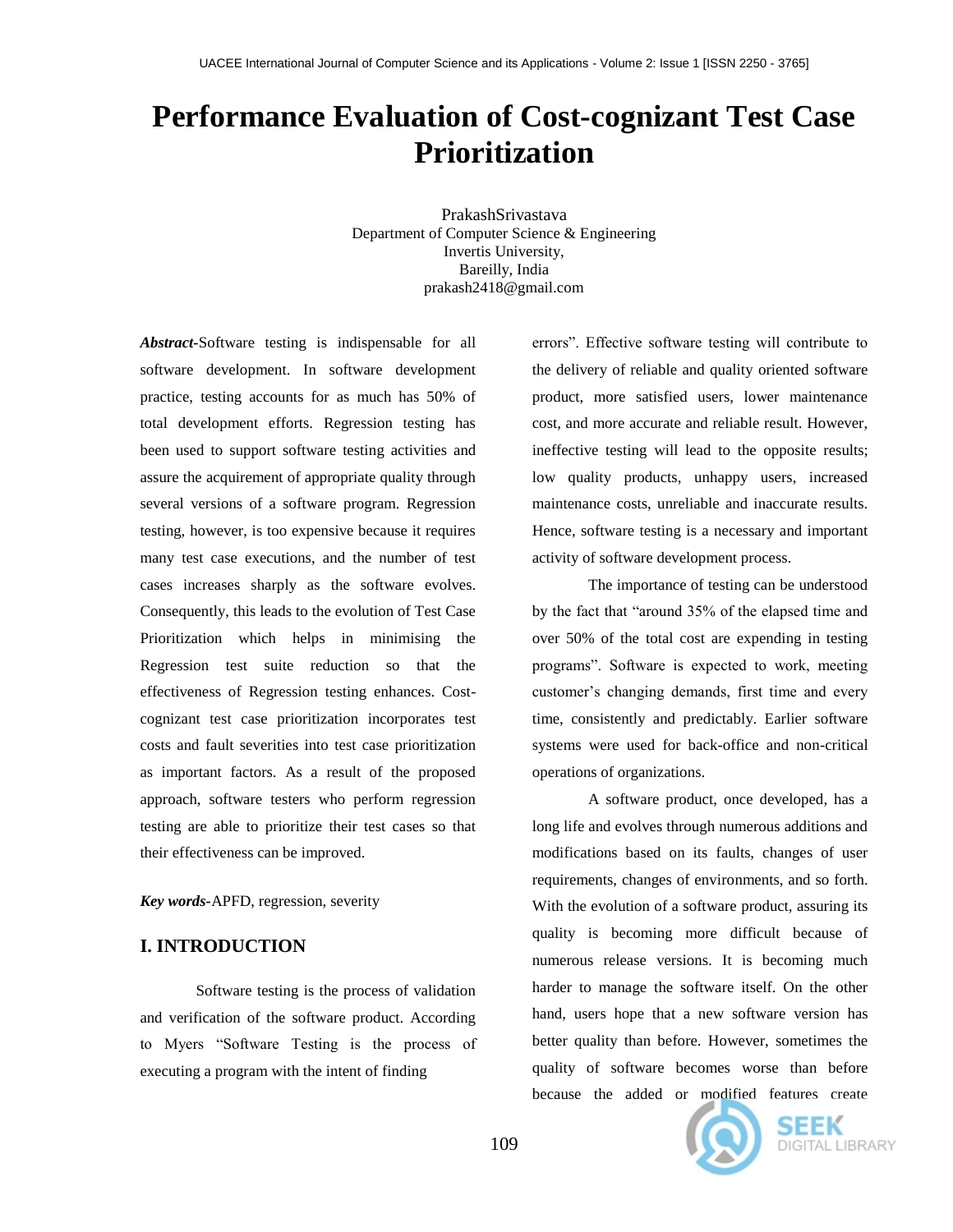# Performance Evaluation of Cost-cognizant Test Case Prioritization

PrakashSrivastava
Department of Computer Science & Engineering
Invertis University,
Bareilly, India
prakash2418@gmail.com

***Abstract-***Software testing is indispensable for all software development. In software development practice, testing accounts for as much has 50% of total development efforts. Regression testing has been used to support software testing activities and assure the acquirement of appropriate quality through several versions of a software program. Regression testing, however, is too expensive because it requires many test case executions, and the number of test cases increases sharply as the software evolves. Consequently, this leads to the evolution of Test Case Prioritization which helps in minimising the Regression test suite reduction so that the effectiveness of Regression testing enhances. Cost-cognizant test case prioritization incorporates test costs and fault severities into test case prioritization as important factors. As a result of the proposed approach, software testers who perform regression testing are able to prioritize their test cases so that their effectiveness can be improved.

***Key words-***APFD, regression, severity

## I. INTRODUCTION

Software testing is the process of validation and verification of the software product. According to Myers "Software Testing is the process of executing a program with the intent of finding errors". Effective software testing will contribute to the delivery of reliable and quality oriented software product, more satisfied users, lower maintenance cost, and more accurate and reliable result. However, ineffective testing will lead to the opposite results; low quality products, unhappy users, increased maintenance costs, unreliable and inaccurate results. Hence, software testing is a necessary and important activity of software development process.

The importance of testing can be understood by the fact that "around 35% of the elapsed time and over 50% of the total cost are expending in testing programs". Software is expected to work, meeting customer's changing demands, first time and every time, consistently and predictably. Earlier software systems were used for back-office and non-critical operations of organizations.

A software product, once developed, has a long life and evolves through numerous additions and modifications based on its faults, changes of user requirements, changes of environments, and so forth. With the evolution of a software product, assuring its quality is becoming more difficult because of numerous release versions. It is becoming much harder to manage the software itself. On the other hand, users hope that a new software version has better quality than before. However, sometimes the quality of software becomes worse than before because the added or modified features create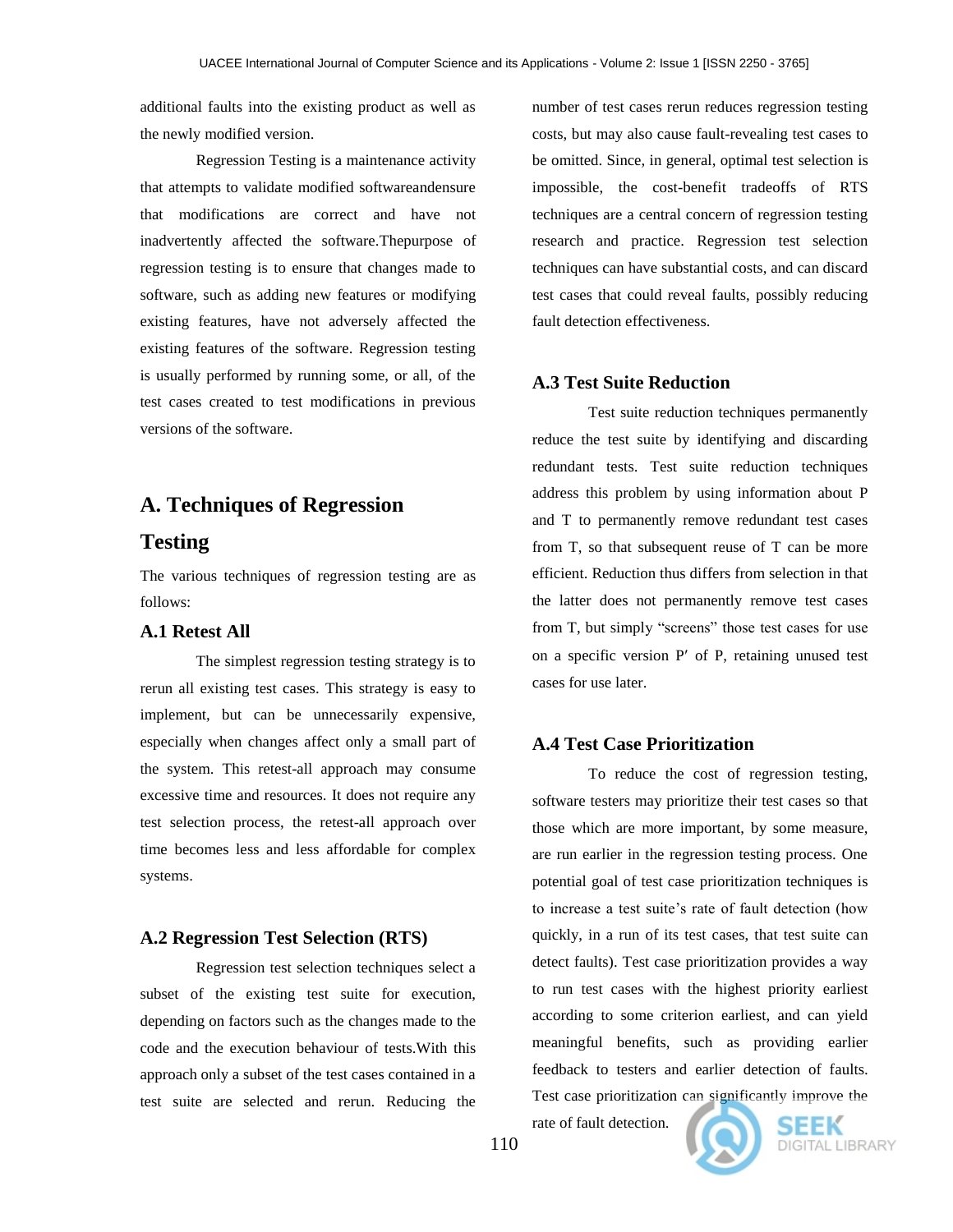additional faults into the existing product as well as the newly modified version.

Regression Testing is a maintenance activity that attempts to validate modified softwareandensure that modifications are correct and have not inadvertently affected the software.Thepurpose of regression testing is to ensure that changes made to software, such as adding new features or modifying existing features, have not adversely affected the existing features of the software. Regression testing is usually performed by running some, or all, of the test cases created to test modifications in previous versions of the software.

## A. Techniques of Regression Testing

The various techniques of regression testing are as follows:

### A.1 Retest All

The simplest regression testing strategy is to rerun all existing test cases. This strategy is easy to implement, but can be unnecessarily expensive, especially when changes affect only a small part of the system. This retest-all approach may consume excessive time and resources. It does not require any test selection process, the retest-all approach over time becomes less and less affordable for complex systems.

### A.2 Regression Test Selection (RTS)

Regression test selection techniques select a subset of the existing test suite for execution, depending on factors such as the changes made to the code and the execution behaviour of tests.With this approach only a subset of the test cases contained in a test suite are selected and rerun. Reducing the number of test cases rerun reduces regression testing costs, but may also cause fault-revealing test cases to be omitted. Since, in general, optimal test selection is impossible, the cost-benefit tradeoffs of RTS techniques are a central concern of regression testing research and practice. Regression test selection techniques can have substantial costs, and can discard test cases that could reveal faults, possibly reducing fault detection effectiveness.

### A.3 Test Suite Reduction

Test suite reduction techniques permanently reduce the test suite by identifying and discarding redundant tests. Test suite reduction techniques address this problem by using information about P and T to permanently remove redundant test cases from T, so that subsequent reuse of T can be more efficient. Reduction thus differs from selection in that the latter does not permanently remove test cases from T, but simply "screens" those test cases for use on a specific version P′ of P, retaining unused test cases for use later.

### A.4 Test Case Prioritization

To reduce the cost of regression testing, software testers may prioritize their test cases so that those which are more important, by some measure, are run earlier in the regression testing process. One potential goal of test case prioritization techniques is to increase a test suite's rate of fault detection (how quickly, in a run of its test cases, that test suite can detect faults). Test case prioritization provides a way to run test cases with the highest priority earliest according to some criterion earliest, and can yield meaningful benefits, such as providing earlier feedback to testers and earlier detection of faults. Test case prioritization can significantly improve the rate of fault detection.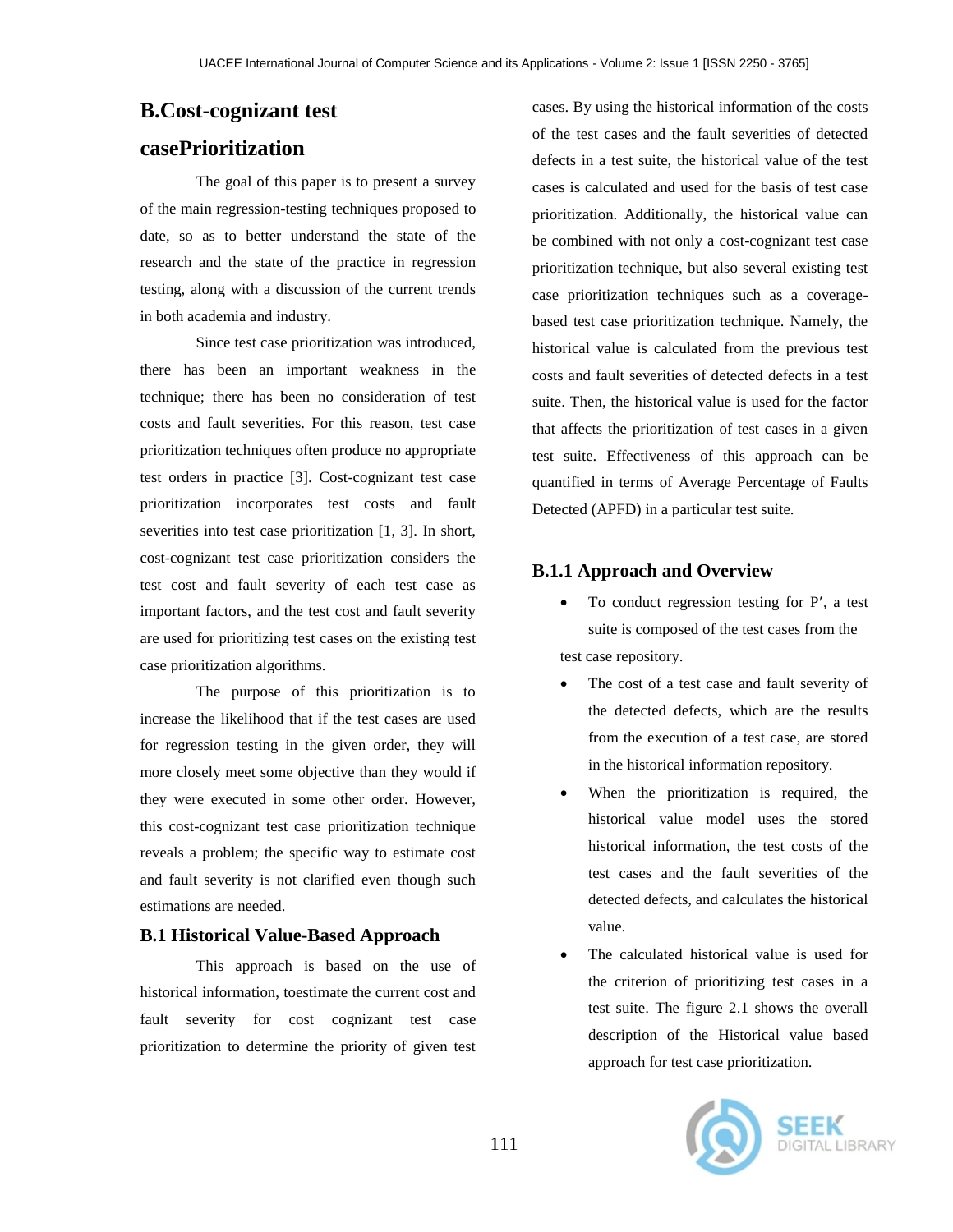## B.Cost-cognizant test casePrioritization

The goal of this paper is to present a survey of the main regression-testing techniques proposed to date, so as to better understand the state of the research and the state of the practice in regression testing, along with a discussion of the current trends in both academia and industry.

Since test case prioritization was introduced, there has been an important weakness in the technique; there has been no consideration of test costs and fault severities. For this reason, test case prioritization techniques often produce no appropriate test orders in practice [3]. Cost-cognizant test case prioritization incorporates test costs and fault severities into test case prioritization [1, 3]. In short, cost-cognizant test case prioritization considers the test cost and fault severity of each test case as important factors, and the test cost and fault severity are used for prioritizing test cases on the existing test case prioritization algorithms.

The purpose of this prioritization is to increase the likelihood that if the test cases are used for regression testing in the given order, they will more closely meet some objective than they would if they were executed in some other order. However, this cost-cognizant test case prioritization technique reveals a problem; the specific way to estimate cost and fault severity is not clarified even though such estimations are needed.

### B.1 Historical Value-Based Approach

This approach is based on the use of historical information, toestimate the current cost and fault severity for cost cognizant test case prioritization to determine the priority of given test cases. By using the historical information of the costs of the test cases and the fault severities of detected defects in a test suite, the historical value of the test cases is calculated and used for the basis of test case prioritization. Additionally, the historical value can be combined with not only a cost-cognizant test case prioritization technique, but also several existing test case prioritization techniques such as a coverage-based test case prioritization technique. Namely, the historical value is calculated from the previous test costs and fault severities of detected defects in a test suite. Then, the historical value is used for the factor that affects the prioritization of test cases in a given test suite. Effectiveness of this approach can be quantified in terms of Average Percentage of Faults Detected (APFD) in a particular test suite.

### B.1.1 Approach and Overview

- To conduct regression testing for P′, a test suite is composed of the test cases from the test case repository.
- The cost of a test case and fault severity of the detected defects, which are the results from the execution of a test case, are stored in the historical information repository.
- When the prioritization is required, the historical value model uses the stored historical information, the test costs of the test cases and the fault severities of the detected defects, and calculates the historical value.
- The calculated historical value is used for the criterion of prioritizing test cases in a test suite. The figure 2.1 shows the overall description of the Historical value based approach for test case prioritization.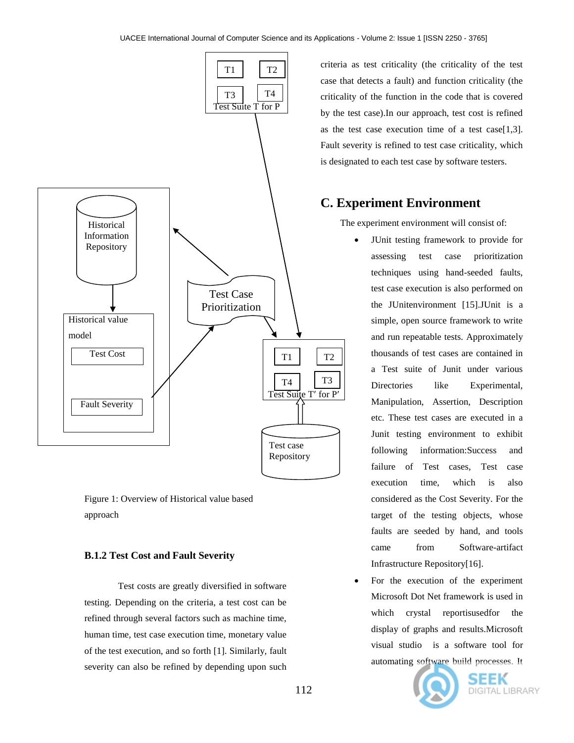Figure 1: Overview of Historical value based approach

#### B.1.2 Test Cost and Fault Severity

Test costs are greatly diversified in software testing. Depending on the criteria, a test cost can be refined through several factors such as machine time, human time, test case execution time, monetary value of the test execution, and so forth [1]. Similarly, fault severity can also be refined by depending upon such criteria as test criticality (the criticality of the test case that detects a fault) and function criticality (the criticality of the function in the code that is covered by the test case).In our approach, test cost is refined as the test case execution time of a test case[1,3]. Fault severity is refined to test case criticality, which is designated to each test case by software testers.

## C. Experiment Environment

The experiment environment will consist of:

- JUnit testing framework to provide for assessing test case prioritization techniques using hand-seeded faults, test case execution is also performed on the JUnitenvironment [15].JUnit is a simple, open source framework to write and run repeatable tests. Approximately thousands of test cases are contained in a Test suite of Junit under various Directories like Experimental, Manipulation, Assertion, Description etc. These test cases are executed in a Junit testing environment to exhibit following information:Success and failure of Test cases, Test case execution time, which is also considered as the Cost Severity. For the target of the testing objects, whose faults are seeded by hand, and tools came from Software-artifact Infrastructure Repository[16].
- For the execution of the experiment Microsoft Dot Net framework is used in which crystal reportisusedfor the display of graphs and results.Microsoft visual studio is a software tool for automating software build processes. It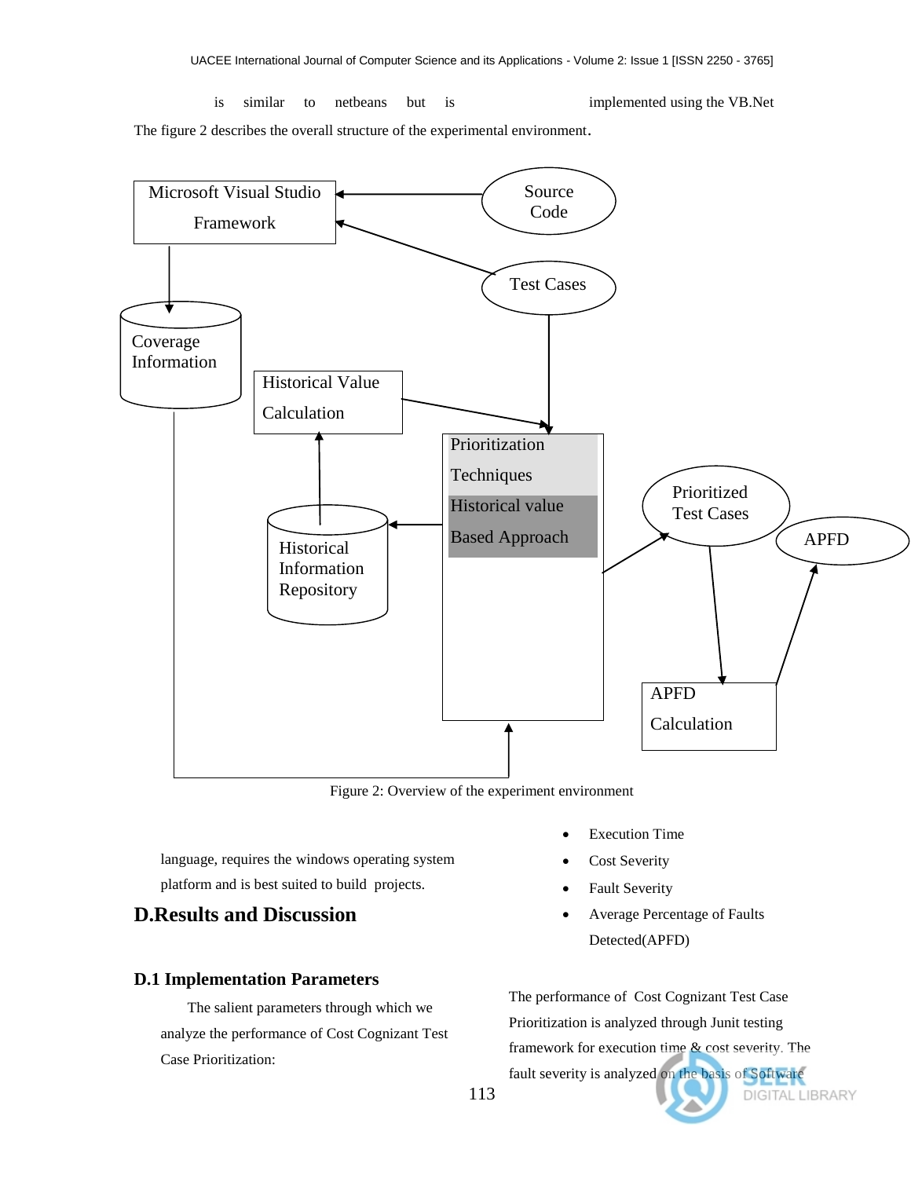is similar to netbeans but is implemented using the VB.Net

The figure 2 describes the overall structure of the experimental environment.

Figure 2: Overview of the experiment environment

language, requires the windows operating system platform and is best suited to build projects.

## D.Results and Discussion

### D.1 Implementation Parameters

The salient parameters through which we analyze the performance of Cost Cognizant Test Case Prioritization:

- Execution Time
- Cost Severity
- Fault Severity
- Average Percentage of Faults Detected(APFD)

The performance of Cost Cognizant Test Case Prioritization is analyzed through Junit testing framework for execution time & cost severity. The fault severity is analyzed on the basis of Software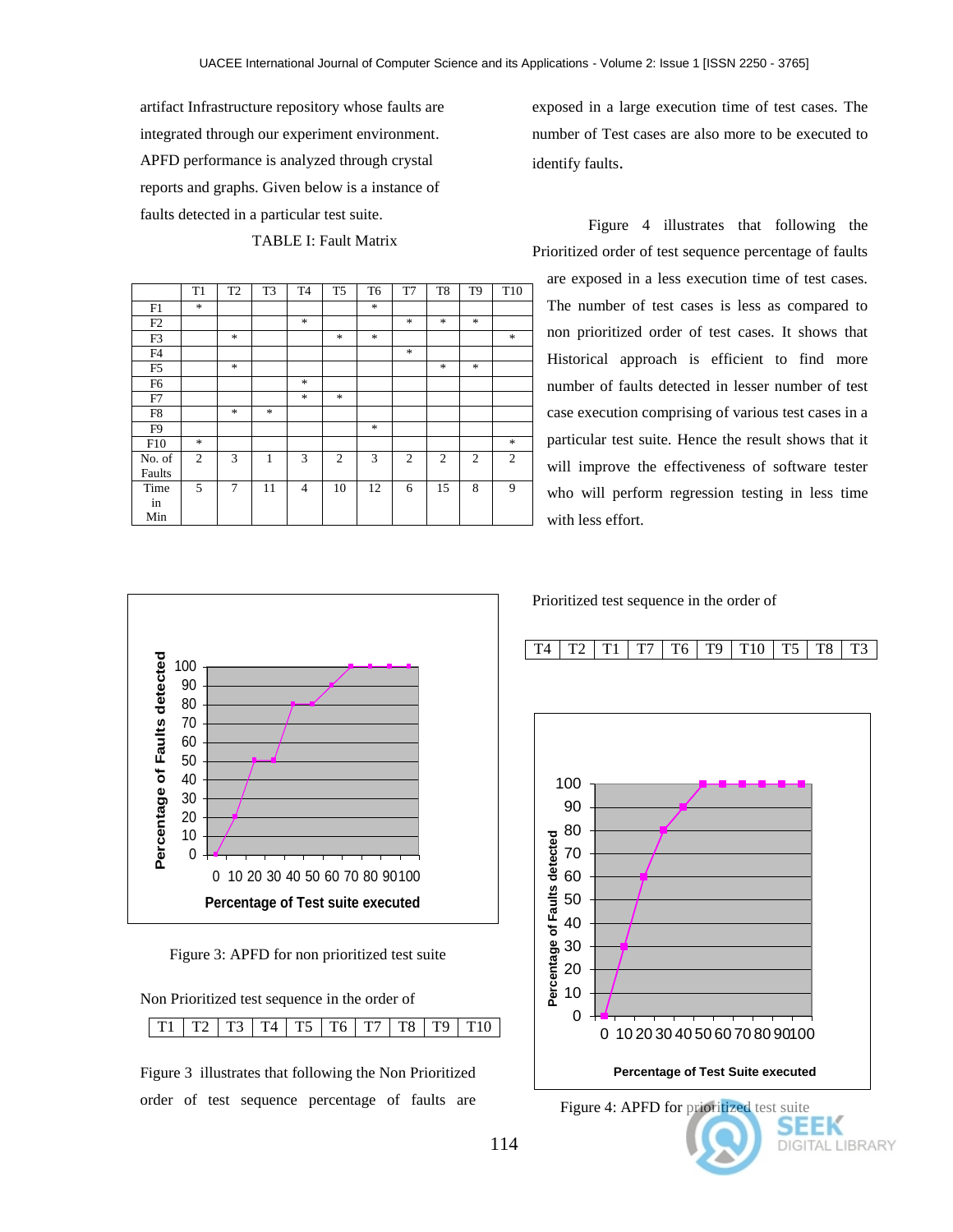artifact Infrastructure repository whose faults are integrated through our experiment environment. APFD performance is analyzed through crystal reports and graphs. Given below is a instance of faults detected in a particular test suite.

TABLE I: Fault Matrix

| | T1 | T2 | T3 | T4 | T5 | T6 | T7 | T8 | T9 | T10 |
|---|---|---|---|---|---|---|---|---|---|---|
| F1 | * | | | | | * | | | | |
| F2 | | | | * | | | * | * | * | |
| F3 | | * | | | * | * | | | | * |
| F4 | | | | | | | * | | | |
| F5 | | * | | | | | | * | * | |
| F6 | | | | * | | | | | | |
| F7 | | | | * | * | | | | | |
| F8 | | * | * | | | | | | | |
| F9 | | | | | | * | | | | |
| F10 | * | | | | | | | | | * |
| No. of Faults | 2 | 3 | 1 | 3 | 2 | 3 | 2 | 2 | 2 | 2 |
| Time in Min | 5 | 7 | 11 | 4 | 10 | 12 | 6 | 15 | 8 | 9 |

Figure 3: APFD for non prioritized test suite

Non Prioritized test sequence in the order of

| T1 | T2 | T3 | T4 | T5 | T6 | T7 | T8 | T9 | T10 |
|---|---|---|---|---|---|---|---|---|---|

Figure 3 illustrates that following the Non Prioritized order of test sequence percentage of faults are exposed in a large execution time of test cases. The number of Test cases are also more to be executed to identify faults.

Figure 4 illustrates that following the Prioritized order of test sequence percentage of faults are exposed in a less execution time of test cases. The number of test cases is less as compared to non prioritized order of test cases. It shows that Historical approach is efficient to find more number of faults detected in lesser number of test case execution comprising of various test cases in a particular test suite. Hence the result shows that it will improve the effectiveness of software tester who will perform regression testing in less time with less effort.

Prioritized test sequence in the order of

| T4 | T2 | T1 | T7 | T6 | T9 | T10 | T5 | T8 | T3 |
|---|---|---|---|---|---|---|---|---|---|

Figure 4: APFD for prioritized test suite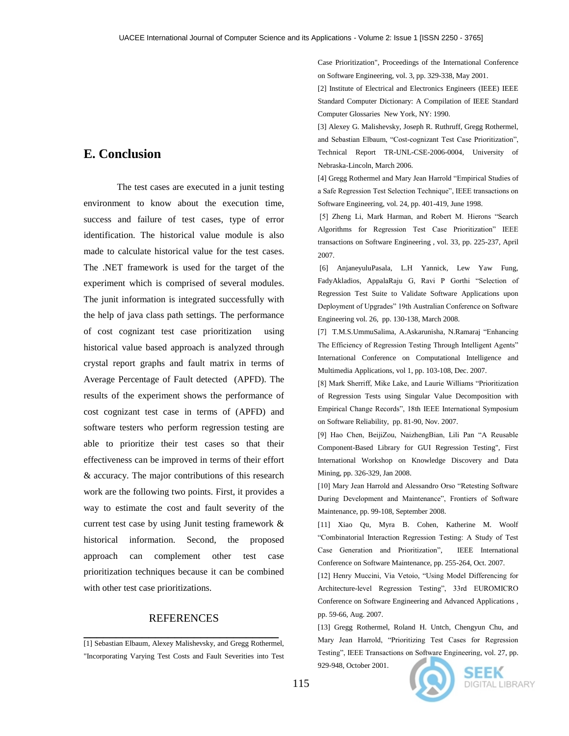## E. Conclusion

The test cases are executed in a junit testing environment to know about the execution time, success and failure of test cases, type of error identification. The historical value module is also made to calculate historical value for the test cases. The .NET framework is used for the target of the experiment which is comprised of several modules. The junit information is integrated successfully with the help of java class path settings. The performance of cost cognizant test case prioritization using historical value based approach is analyzed through crystal report graphs and fault matrix in terms of Average Percentage of Fault detected (APFD). The results of the experiment shows the performance of cost cognizant test case in terms of (APFD) and software testers who perform regression testing are able to prioritize their test cases so that their effectiveness can be improved in terms of their effort & accuracy. The major contributions of this research work are the following two points. First, it provides a way to estimate the cost and fault severity of the current test case by using Junit testing framework & historical information. Second, the proposed approach can complement other test case prioritization techniques because it can be combined with other test case prioritizations.

## REFERENCES

[1] Sebastian Elbaum, Alexey Malishevsky, and Gregg Rothermel, "Incorporating Varying Test Costs and Fault Severities into Test Case Prioritization", Proceedings of the International Conference on Software Engineering, vol. 3, pp. 329-338, May 2001.

[2] Institute of Electrical and Electronics Engineers (IEEE) IEEE Standard Computer Dictionary: A Compilation of IEEE Standard Computer Glossaries New York, NY: 1990.

[3] Alexey G. Malishevsky, Joseph R. Ruthruff, Gregg Rothermel, and Sebastian Elbaum, "Cost-cognizant Test Case Prioritization", Technical Report TR-UNL-CSE-2006-0004, University of Nebraska-Lincoln, March 2006.

[4] Gregg Rothermel and Mary Jean Harrold "Empirical Studies of a Safe Regression Test Selection Technique", IEEE transactions on Software Engineering, vol. 24, pp. 401-419, June 1998.

[5] Zheng Li, Mark Harman, and Robert M. Hierons "Search Algorithms for Regression Test Case Prioritization" IEEE transactions on Software Engineering , vol. 33, pp. 225-237, April 2007.

[6] AnjaneyuluPasala, L.H Yannick, Lew Yaw Fung, FadyAkladios, AppalaRaju G, Ravi P Gorthi "Selection of Regression Test Suite to Validate Software Applications upon Deployment of Upgrades" 19th Australian Conference on Software Engineering vol. 26, pp. 130-138, March 2008.

[7] T.M.S.UmmuSalima, A.Askarunisha, N.Ramaraj "Enhancing The Efficiency of Regression Testing Through Intelligent Agents" International Conference on Computational Intelligence and Multimedia Applications, vol 1, pp. 103-108, Dec. 2007.

[8] Mark Sherriff, Mike Lake, and Laurie Williams "Prioritization of Regression Tests using Singular Value Decomposition with Empirical Change Records", 18th IEEE International Symposium on Software Reliability, pp. 81-90, Nov. 2007.

[9] Hao Chen, BeijiZou, NaizhengBian, Lili Pan "A Reusable Component-Based Library for GUI Regression Testing", First International Workshop on Knowledge Discovery and Data Mining, pp. 326-329, Jan 2008.

[10] Mary Jean Harrold and Alessandro Orso "Retesting Software During Development and Maintenance", Frontiers of Software Maintenance, pp. 99-108, September 2008.

[11] Xiao Qu, Myra B. Cohen, Katherine M. Woolf "Combinatorial Interaction Regression Testing: A Study of Test Case Generation and Prioritization", IEEE International Conference on Software Maintenance, pp. 255-264, Oct. 2007.

[12] Henry Muccini, Via Vetoio, "Using Model Differencing for Architecture-level Regression Testing", 33rd EUROMICRO Conference on Software Engineering and Advanced Applications , pp. 59-66, Aug. 2007.

[13] Gregg Rothermel, Roland H. Untch, Chengyun Chu, and Mary Jean Harrold, "Prioritizing Test Cases for Regression Testing", IEEE Transactions on Software Engineering, vol. 27, pp. 929-948, October 2001.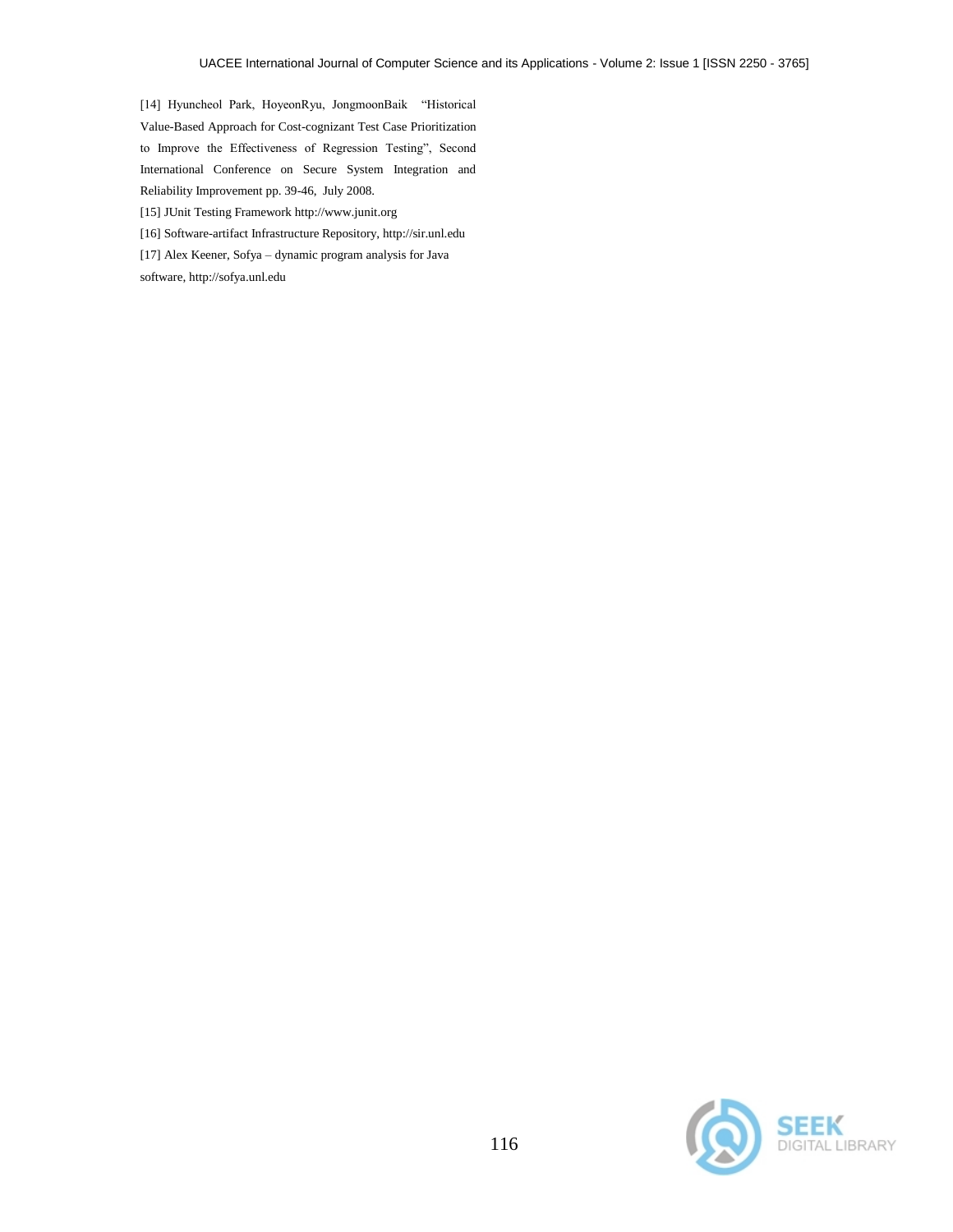[14] Hyuncheol Park, HoyeonRyu, JongmoonBaik "Historical Value-Based Approach for Cost-cognizant Test Case Prioritization to Improve the Effectiveness of Regression Testing", Second International Conference on Secure System Integration and Reliability Improvement pp. 39-46, July 2008.

[15] JUnit Testing Framework http://www.junit.org

[16] Software-artifact Infrastructure Repository, http://sir.unl.edu

[17] Alex Keener, Sofya – dynamic program analysis for Java software, http://sofya.unl.edu